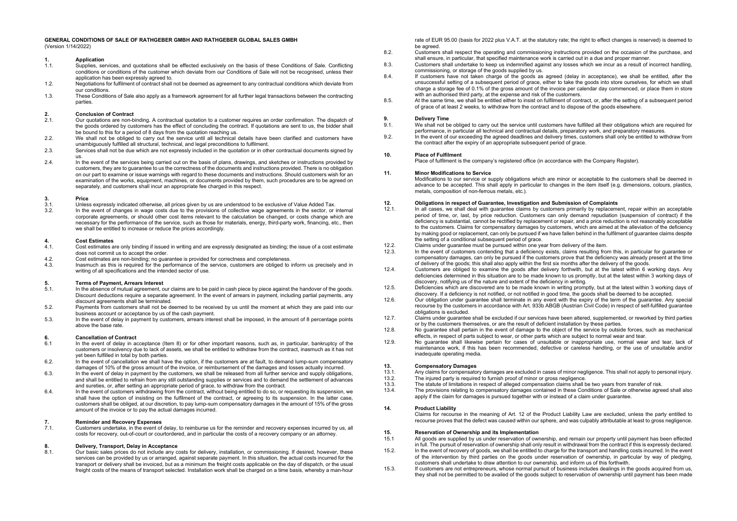# GENERAL CONDITIONS OF SALE OF RATHGEBER GMBH AND RATHGEBER GLOBAL SALES GMBH

(Version 1/14/2022)

## 1. Application

1.1. Supplies, services, and quotations shall be effected exclusively on the basis of these Conditions of Sale. Conflicting conditions or conditions of the customer which deviate from our Conditions of Sale will not be recognised, unless their application has been expressly agreed to.

1.2. Negotiations for fulfilment of contract shall not be deemed as agreement to any contractual conditions which deviate from our conditions.

1.3. These Conditions of Sale also apply as a framework agreement for all further legal transactions between the contracting parties.

## 2. Conclusion of Contract

2.1. Our quotations are non-binding. A contractual quotation to a customer requires an order confirmation. The dispatch of the goods ordered by customers has the effect of concluding the contract. If quotations are sent to us, the bidder shall be bound to this for a period of 8 days from the quotation reaching us.

2.2. We shall not be obliged to carry out the service until all technical details have been clarified and customers have unambiguously fulfilled all structural, technical, and legal preconditions to fulfilment.

2.3. Services shall not be due which are not expressly included in the quotation or in other contractual documents signed by us.

2.4. In the event of the services being carried out on the basis of plans, drawings, and sketches or instructions provided by customers, they are to guarantee to us the correctness of the documents and instructions provided. There is no obligation on our part to examine or issue warnings with regard to these documents and instructions. Should customers wish for an examination of the works, equipment, machines, or documents provided by them, such procedures are to be agreed on separately, and customers shall incur an appropriate fee charged in this respect.

## 3. Price

3.1. Unless expressly indicated otherwise, all prices given by us are understood to be exclusive of Value Added Tax.

3.2. In the event of changes in wage costs due to the provisions of collective wage agreements in the sector, or internal corporate agreements, or should other cost items relevant to the calculation be changed, or costs change which are necessary for the performance of the service, such as those for materials, energy, third-party work, financing, etc., then we shall be entitled to increase or reduce the prices accordingly.

## 4. Cost Estimates

4.1. Cost estimates are only binding if issued in writing and are expressly designated as binding; the issue of a cost estimate does not commit us to accept the order.

4.2. Cost estimates are non-binding; no guarantee is provided for correctness and completeness.

4.3. Inasmuch as this is required for the performance of the service, customers are obliged to inform us precisely and in writing of all specifications and the intended sector of use.

## 5. Terms of Payment, Arrears Interest

5.1. In the absence of mutual agreement, our claims are to be paid in cash piece by piece against the handover of the goods. Discount deductions require a separate agreement. In the event of arrears in payment, including partial payments, any discount agreements shall be terminated.

5.2. Payments from customers shall not be deemed to be received by us until the moment at which they are paid into our business account or acceptance by us of the cash payment.

5.3. In the event of delay in payment by customers, arrears interest shall be imposed, in the amount of 8 percentage points above the base rate.

## 6. Cancellation of Contract

6.1 In the event of delay in acceptance (Item 8) or for other important reasons, such as, in particular, bankruptcy of the customers or insolvency due to lack of assets, we shall be entitled to withdraw from the contract, inasmuch as it has not yet been fulfilled in total by both parties.

6.2. In the event of cancellation we shall have the option, if the customers are at fault, to demand lump-sum compensatory damages of 10% of the gross amount of the invoice, or reimbursement of the damages and losses actually incurred.

6.3. In the event of delay in payment by the customers, we shall be released from all further service and supply obligations, and shall be entitled to refrain from any still outstanding supplies or services and to demand the settlement of advances and sureties, or, after setting an appropriate period of grace, to withdraw from the contract.

6.4. In the event of customers withdrawing from the contract, without being entitled to do so, or requesting its suspension, we shall have the option of insisting on the fulfilment of the contract, or agreeing to its suspension. In the latter case, customers shall be obliged, at our discretion, to pay lump-sum compensatory damages in the amount of 15% of the gross amount of the invoice or to pay the actual damages incurred.

## 7. Reminder and Recovery Expenses

7.1. Customers undertake, in the event of delay, to reimburse us for the reminder and recovery expenses incurred by us, all costs for recovery, out-of-court or courtordered, and in particular the costs of a recovery company or an attorney.

## 8. Delivery, Transport, Delay in Acceptance

8.1. Our basic sales prices do not include any costs for delivery, installation, or commissioning. If desired, however, these services can be provided by us or arranged, against separate payment. In this situation, the actual costs incurred for the transport or delivery shall be invoiced, but as a minimum the freight costs applicable on the day of dispatch, or the usual freight costs of the means of transport selected. Installation work shall be charged on a time basis, whereby a man-hour rate of EUR 95.00 (basis for 2022 plus V.A.T. at the statutory rate; the right to effect changes is reserved) is deemed to be agreed.

8.2. Customers shall respect the operating and commissioning instructions provided on the occasion of the purchase, and shall ensure, in particular, that specified maintenance work is carried out in a due and proper manner.

8.3. Customers shall undertake to keep us indemnified against any losses which we incur as a result of incorrect handling, commissioning, or storage of the goods supplied by us.

8.4. If customers have not taken charge of the goods as agreed (delay in acceptance), we shall be entitled, after the unsuccessful setting of a subsequent period of grace, either to take the goods into store ourselves, for which we shall charge a storage fee of 0.1% of the gross amount of the invoice per calendar day commenced, or place them in store with an authorised third party, at the expense and risk of the customers.

8.5. At the same time, we shall be entitled either to insist on fulfilment of contract, or, after the setting of a subsequent period of grace of at least 2 weeks, to withdraw from the contract and to dispose of the goods elsewhere.

## 9. Delivery Time

9.1. We shall not be obliged to carry out the service until customers have fulfilled all their obligations which are required for performance, in particular all technical and contractual details, preparatory work, and preparatory measures.

9.2. In the event of our exceeding the agreed deadlines and delivery times, customers shall only be entitled to withdraw from the contract after the expiry of an appropriate subsequent period of grace.

## 10. Place of Fulfilment

Place of fulfilment is the company's registered office (in accordance with the Company Register).

## 11. Minor Modifications to Service

Modifications to our service or supply obligations which are minor or acceptable to the customers shall be deemed in advance to be accepted. This shall apply in particular to changes in the item itself (e.g. dimensions, colours, plastics, metals, composition of non-ferrous metals, etc.).

## 12. Obligations in respect of Guarantee, Investigation and Submission of Complaints

12.1. In all cases, we shall deal with guarantee claims by customers primarily by replacement, repair within an acceptable period of time, or, last, by price reduction. Customers can only demand repudiation (suspension of contract) if the deficiency is substantial, cannot be rectified by replacement or repair, and a price reduction is not reasonably acceptable to the customers. Claims for compensatory damages by customers, which are aimed at the alleviation of the deficiency by making good or replacement, can only be pursued if we have fallen behind in the fulfilment of guarantee claims despite the setting of a conditional subsequent period of grace.

12.2. Claims under guarantee must be pursued within one year from delivery of the item.

12.3. In the event of customers contending that a deficiency exists, claims resulting from this, in particular for guarantee or compensatory damages, can only be pursued if the customers prove that the deficiency was already present at the time of delivery of the goods; this shall also apply within the first six months after the delivery of the goods.

12.4. Customers are obliged to examine the goods after delivery forthwith, but at the latest within 6 working days. Any deficiencies determined in this situation are to be made known to us promptly, but at the latest within 3 working days of discovery, notifying us of the nature and extent of the deficiency in writing.

12.5. Deficiencies which are discovered are to be made known in writing promptly, but at the latest within 3 working days of discovery. If a deficiency is not notified, or not notified in good time, the goods shall be deemed to be accepted.

12.6. Our obligation under guarantee shall terminate in any event with the expiry of the term of the guarantee. Any special recourse by the customers in accordance with Art. 933b ABGB (Austrian Civil Code) in respect of self-fulfilled guarantee obligations is excluded.

12.7. Claims under guarantee shall be excluded if our services have been altered, supplemented, or reworked by third parties or by the customers themselves, or are the result of deficient installation by these parties.

12.8. No guarantee shall pertain in the event of damage to the object of the service by outside forces, such as mechanical effects, in respect of parts subject to wear, or other parts which are subject to normal wear and tear.

12.9. No guarantee shall likewise pertain for cases of unsuitable or inappropriate use, normal wear and tear, lack of maintenance work, if this has been recommended, defective or careless handling, or the use of unsuitable and/or inadequate operating media.

## 13. Compensatory Damages

13.1. Any claims for compensatory damages are excluded in cases of minor negligence. This shall not apply to personal injury.

13.2. The injured party is required to furnish proof of minor or gross negligence.

13.3. The statute of limitations in respect of alleged compensation claims shall be two years from transfer of risk.

13.4. The provisions relating to compensatory damages contained in these Conditions of Sale or otherwise agreed shall also apply if the claim for damages is pursued together with or instead of a claim under guarantee.

## 14. Product Liability

Claims for recourse in the meaning of Art. 12 of the Product Liability Law are excluded, unless the party entitled to recourse proves that the defect was caused within our sphere, and was culpably attributable at least to gross negligence.

## 15. Reservation of Ownership and its Implementation

15.1 All goods are supplied by us under reservation of ownership, and remain our property until payment has been effected in full. The pursuit of reservation of ownership shall only result in withdrawal from the contract if this is expressly declared.

15.2. In the event of recovery of goods, we shall be entitled to charge for the transport and handling costs incurred. In the event of the intervention by third parties on the goods under reservation of ownership, in particular by way of pledging, customers shall undertake to draw attention to our ownership, and inform us of this forthwith.

15.3. If customers are not entrepreneurs, whose normal pursuit of business includes dealings in the goods acquired from us, they shall not be permitted to be availed of the goods subject to reservation of ownership until payment has been made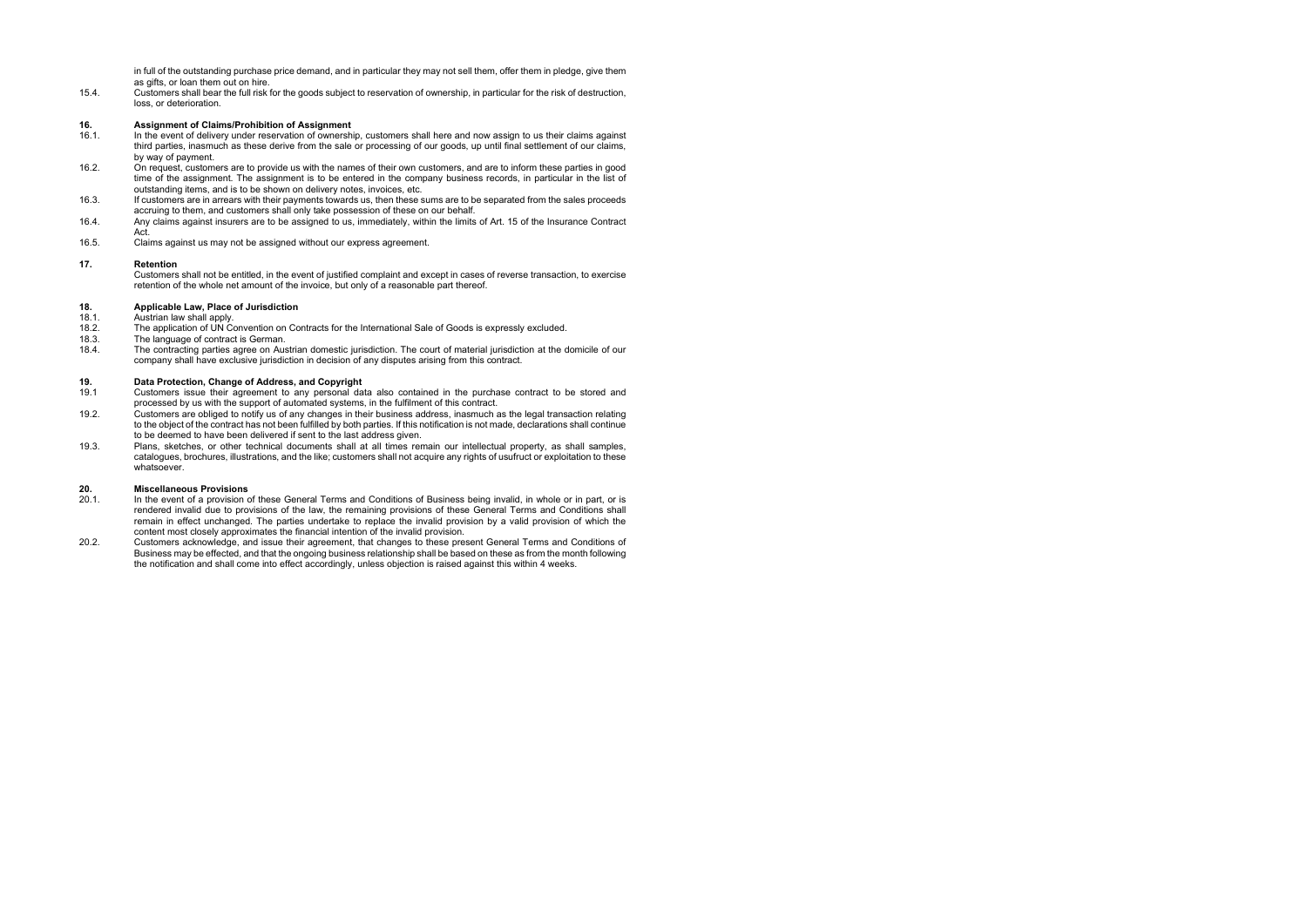in full of the outstanding purchase price demand, and in particular they may not sell them, offer them in pledge, give them as gifts, or loan them out on hire.

15.4. Customers shall bear the full risk for the goods subject to reservation of ownership, in particular for the risk of destruction, loss, or deterioration.

## 16. Assignment of Claims/Prohibition of Assignment

16.1. In the event of delivery under reservation of ownership, customers shall here and now assign to us their claims against third parties, inasmuch as these derive from the sale or processing of our goods, up until final settlement of our claims, by way of payment.

16.2. On request, customers are to provide us with the names of their own customers, and are to inform these parties in good time of the assignment. The assignment is to be entered in the company business records, in particular in the list of outstanding items, and is to be shown on delivery notes, invoices, etc.

16.3. If customers are in arrears with their payments towards us, then these sums are to be separated from the sales proceeds accruing to them, and customers shall only take possession of these on our behalf.

16.4. Any claims against insurers are to be assigned to us, immediately, within the limits of Art. 15 of the Insurance Contract Act.

16.5. Claims against us may not be assigned without our express agreement.

## 17. Retention

Customers shall not be entitled, in the event of justified complaint and except in cases of reverse transaction, to exercise retention of the whole net amount of the invoice, but only of a reasonable part thereof.

## 18. Applicable Law, Place of Jurisdiction

18.1. Austrian law shall apply.

18.2. The application of UN Convention on Contracts for the International Sale of Goods is expressly excluded.

18.3. The language of contract is German.

18.4. The contracting parties agree on Austrian domestic jurisdiction. The court of material jurisdiction at the domicile of our company shall have exclusive jurisdiction in decision of any disputes arising from this contract.

## 19. Data Protection, Change of Address, and Copyright

19.1 Customers issue their agreement to any personal data also contained in the purchase contract to be stored and processed by us with the support of automated systems, in the fulfilment of this contract.

19.2. Customers are obliged to notify us of any changes in their business address, inasmuch as the legal transaction relating to the object of the contract has not been fulfilled by both parties. If this notification is not made, declarations shall continue to be deemed to have been delivered if sent to the last address given.

19.3. Plans, sketches, or other technical documents shall at all times remain our intellectual property, as shall samples, catalogues, brochures, illustrations, and the like; customers shall not acquire any rights of usufruct or exploitation to these whatsoever.

## 20. Miscellaneous Provisions

20.1. In the event of a provision of these General Terms and Conditions of Business being invalid, in whole or in part, or is rendered invalid due to provisions of the law, the remaining provisions of these General Terms and Conditions shall remain in effect unchanged. The parties undertake to replace the invalid provision by a valid provision of which the content most closely approximates the financial intention of the invalid provision.

20.2. Customers acknowledge, and issue their agreement, that changes to these present General Terms and Conditions of Business may be effected, and that the ongoing business relationship shall be based on these as from the month following the notification and shall come into effect accordingly, unless objection is raised against this within 4 weeks.